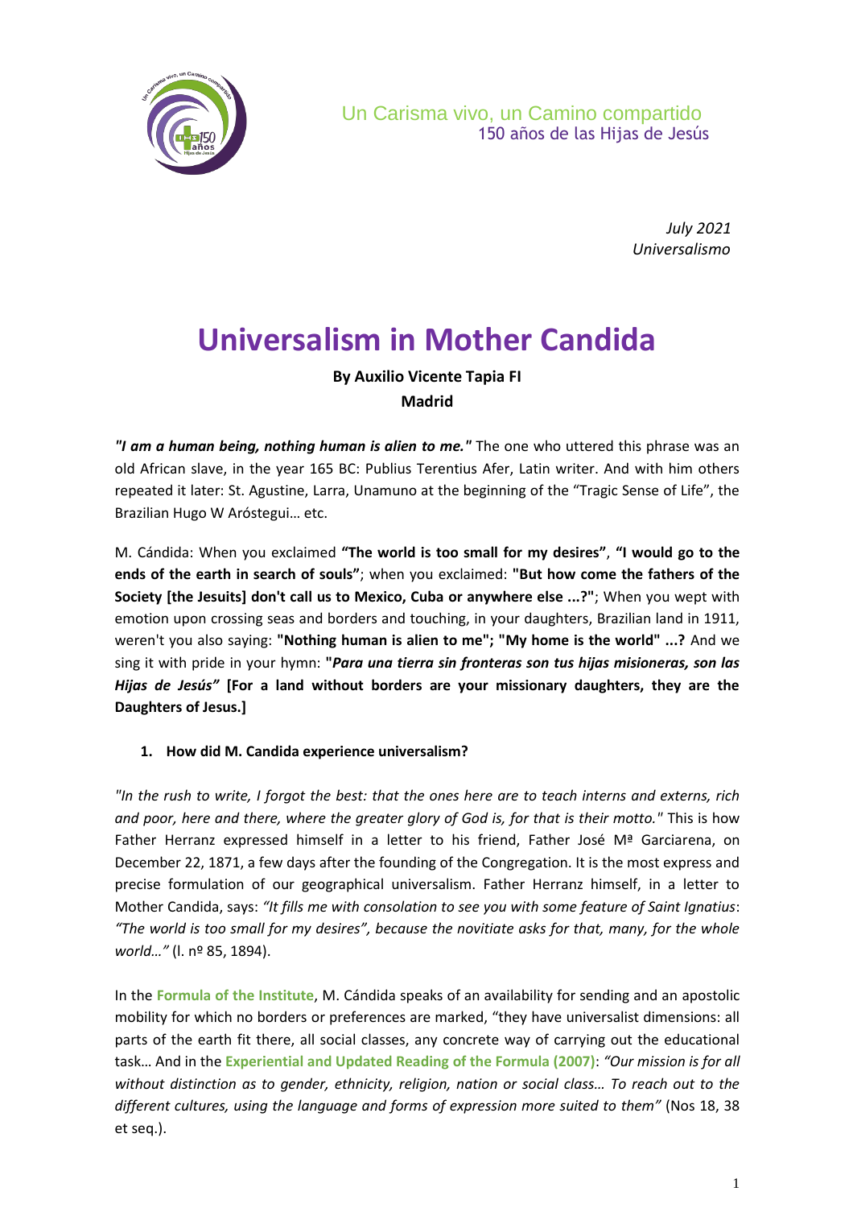Un Carisma vivo, un Camino compartido
150 años de las Hijas de Jesús

*July 2021*
*Universalismo*

# Universalism in Mother Candida

**By Auxilio Vicente Tapia FI**
**Madrid**

***"I am a human being, nothing human is alien to me."*** The one who uttered this phrase was an old African slave, in the year 165 BC: Publius Terentius Afer, Latin writer. And with him others repeated it later: St. Agustine, Larra, Unamuno at the beginning of the "Tragic Sense of Life", the Brazilian Hugo W Aróstegui… etc.

M. Cándida: When you exclaimed **"The world is too small for my desires"**, **"I would go to the ends of the earth in search of souls"**; when you exclaimed: **"But how come the fathers of the Society [the Jesuits] don't call us to Mexico, Cuba or anywhere else ...?"**; When you wept with emotion upon crossing seas and borders and touching, in your daughters, Brazilian land in 1911, weren't you also saying: **"Nothing human is alien to me"; "My home is the world" ...?** And we sing it with pride in your hymn: **"*Para una tierra sin fronteras son tus hijas misioneras, son las Hijas de Jesús"* [For a land without borders are your missionary daughters, they are the Daughters of Jesus.]**

## 1. How did M. Candida experience universalism?

*"In the rush to write, I forgot the best: that the ones here are to teach interns and externs, rich and poor, here and there, where the greater glory of God is, for that is their motto."* This is how Father Herranz expressed himself in a letter to his friend, Father José Mª Garciarena, on December 22, 1871, a few days after the founding of the Congregation. It is the most express and precise formulation of our geographical universalism. Father Herranz himself, in a letter to Mother Candida, says: *"It fills me with consolation to see you with some feature of Saint Ignatius*: *"The world is too small for my desires", because the novitiate asks for that, many, for the whole world…"* (l. nº 85, 1894).

In the **Formula of the Institute**, M. Cándida speaks of an availability for sending and an apostolic mobility for which no borders or preferences are marked, "they have universalist dimensions: all parts of the earth fit there, all social classes, any concrete way of carrying out the educational task… And in the **Experiential and Updated Reading of the Formula (2007)**: *"Our mission is for all without distinction as to gender, ethnicity, religion, nation or social class… To reach out to the different cultures, using the language and forms of expression more suited to them"* (Nos 18, 38 et seq.).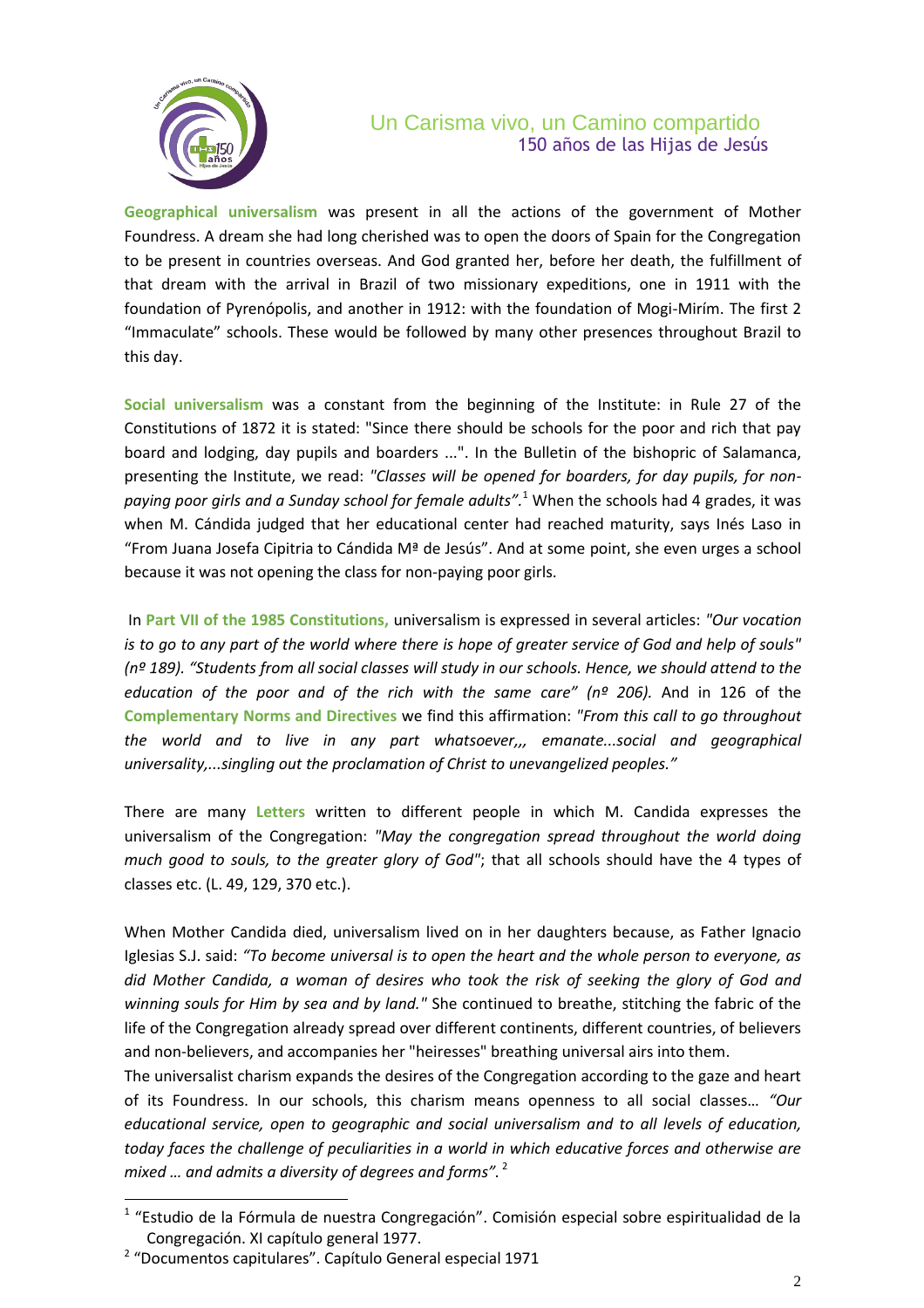**Geographical universalism** was present in all the actions of the government of Mother Foundress. A dream she had long cherished was to open the doors of Spain for the Congregation to be present in countries overseas. And God granted her, before her death, the fulfillment of that dream with the arrival in Brazil of two missionary expeditions, one in 1911 with the foundation of Pyrenópolis, and another in 1912: with the foundation of Mogi-Mirím. The first 2 "Immaculate" schools. These would be followed by many other presences throughout Brazil to this day.

**Social universalism** was a constant from the beginning of the Institute: in Rule 27 of the Constitutions of 1872 it is stated: "Since there should be schools for the poor and rich that pay board and lodging, day pupils and boarders ...". In the Bulletin of the bishopric of Salamanca, presenting the Institute, we read: *"Classes will be opened for boarders, for day pupils, for non-paying poor girls and a Sunday school for female adults".*[1] When the schools had 4 grades, it was when M. Cándida judged that her educational center had reached maturity, says Inés Laso in "From Juana Josefa Cipitria to Cándida Mª de Jesús". And at some point, she even urges a school because it was not opening the class for non-paying poor girls.

In **Part VII of the 1985 Constitutions,** universalism is expressed in several articles: *"Our vocation is to go to any part of the world where there is hope of greater service of God and help of souls" (nº 189). "Students from all social classes will study in our schools. Hence, we should attend to the education of the poor and of the rich with the same care" (nº 206).* And in 126 of the **Complementary Norms and Directives** we find this affirmation: *"From this call to go throughout the world and to live in any part whatsoever,,, emanate...social and geographical universality,...singling out the proclamation of Christ to unevangelized peoples."*

There are many **Letters** written to different people in which M. Candida expresses the universalism of the Congregation: *"May the congregation spread throughout the world doing much good to souls, to the greater glory of God"*; that all schools should have the 4 types of classes etc. (L. 49, 129, 370 etc.).

When Mother Candida died, universalism lived on in her daughters because, as Father Ignacio Iglesias S.J. said: *"To become universal is to open the heart and the whole person to everyone, as did Mother Candida, a woman of desires who took the risk of seeking the glory of God and winning souls for Him by sea and by land."* She continued to breathe, stitching the fabric of the life of the Congregation already spread over different continents, different countries, of believers and non-believers, and accompanies her "heiresses" breathing universal airs into them.

The universalist charism expands the desires of the Congregation according to the gaze and heart of its Foundress. In our schools, this charism means openness to all social classes… *"Our educational service, open to geographic and social universalism and to all levels of education, today faces the challenge of peculiarities in a world in which educative forces and otherwise are mixed … and admits a diversity of degrees and forms".* [2]

---

[1] "Estudio de la Fórmula de nuestra Congregación". Comisión especial sobre espiritualidad de la Congregación. XI capítulo general 1977.

[2] "Documentos capitulares". Capítulo General especial 1971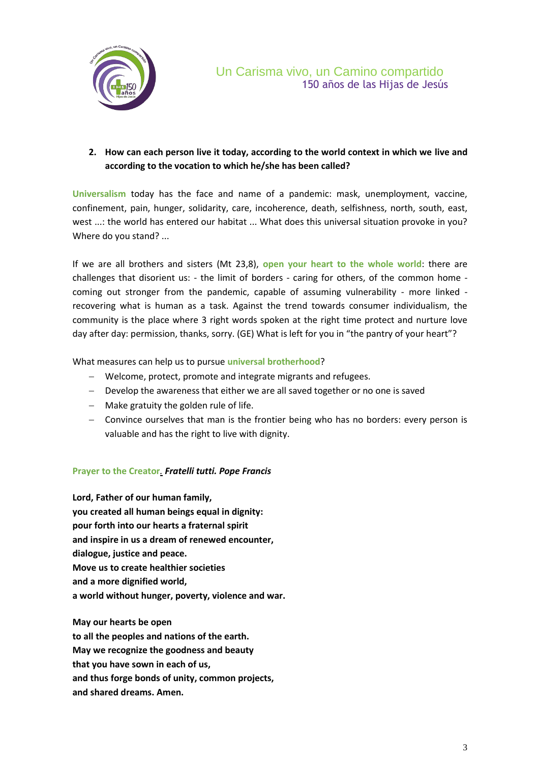**2. How can each person live it today, according to the world context in which we live and according to the vocation to which he/she has been called?**

**Universalism** today has the face and name of a pandemic: mask, unemployment, vaccine, confinement, pain, hunger, solidarity, care, incoherence, death, selfishness, north, south, east, west ...: the world has entered our habitat ... What does this universal situation provoke in you? Where do you stand? ...

If we are all brothers and sisters (Mt 23,8), **open your heart to the whole world**: there are challenges that disorient us: - the limit of borders - caring for others, of the common home - coming out stronger from the pandemic, capable of assuming vulnerability - more linked - recovering what is human as a task. Against the trend towards consumer individualism, the community is the place where 3 right words spoken at the right time protect and nurture love day after day: permission, thanks, sorry. (GE) What is left for you in "the pantry of your heart"?

What measures can help us to pursue **universal brotherhood**?

- Welcome, protect, promote and integrate migrants and refugees.
- Develop the awareness that either we are all saved together or no one is saved
- Make gratuity the golden rule of life.
- Convince ourselves that man is the frontier being who has no borders: every person is valuable and has the right to live with dignity.

**Prayer to the Creator.** ***Fratelli tutti. Pope Francis***

**Lord, Father of our human family,**
**you created all human beings equal in dignity:**
**pour forth into our hearts a fraternal spirit**
**and inspire in us a dream of renewed encounter,**
**dialogue, justice and peace.**
**Move us to create healthier societies**
**and a more dignified world,**
**a world without hunger, poverty, violence and war.**

**May our hearts be open**
**to all the peoples and nations of the earth.**
**May we recognize the goodness and beauty**
**that you have sown in each of us,**
**and thus forge bonds of unity, common projects,**
**and shared dreams. Amen.**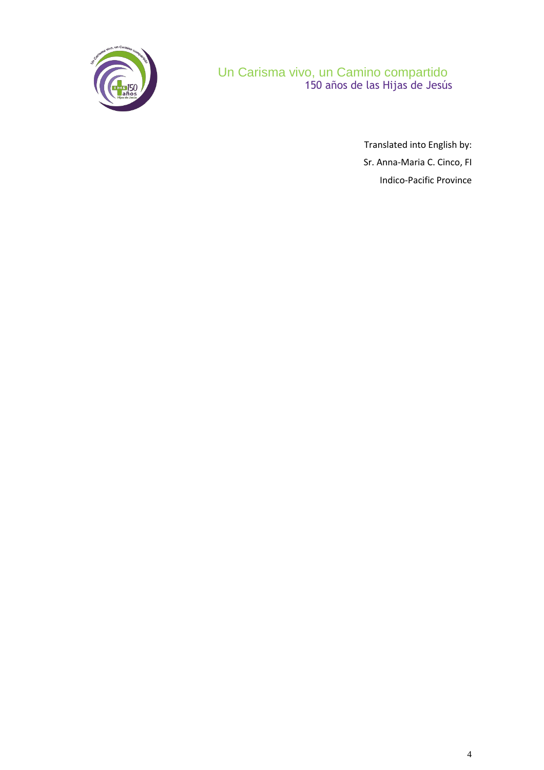Un Carisma vivo, un Camino compartido
150 años de las Hijas de Jesús

Translated into English by:

Sr. Anna-Maria C. Cinco, FI

Indico-Pacific Province